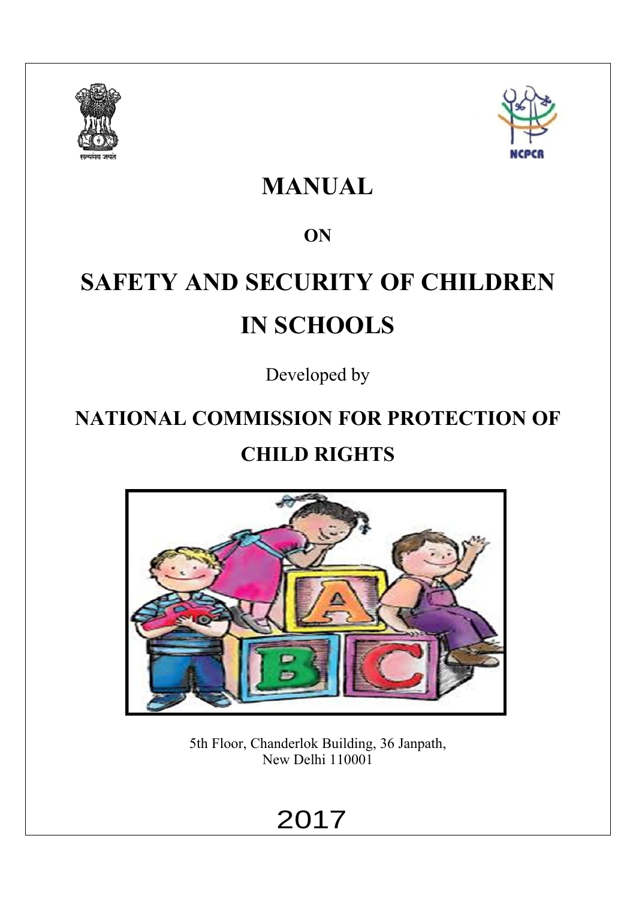सत्यमेव जयते

NCPCR

# MANUAL

**ON**

# SAFETY AND SECURITY OF CHILDREN IN SCHOOLS

Developed by

## NATIONAL COMMISSION FOR PROTECTION OF CHILD RIGHTS

5th Floor, Chanderlok Building, 36 Janpath,
New Delhi 110001

2017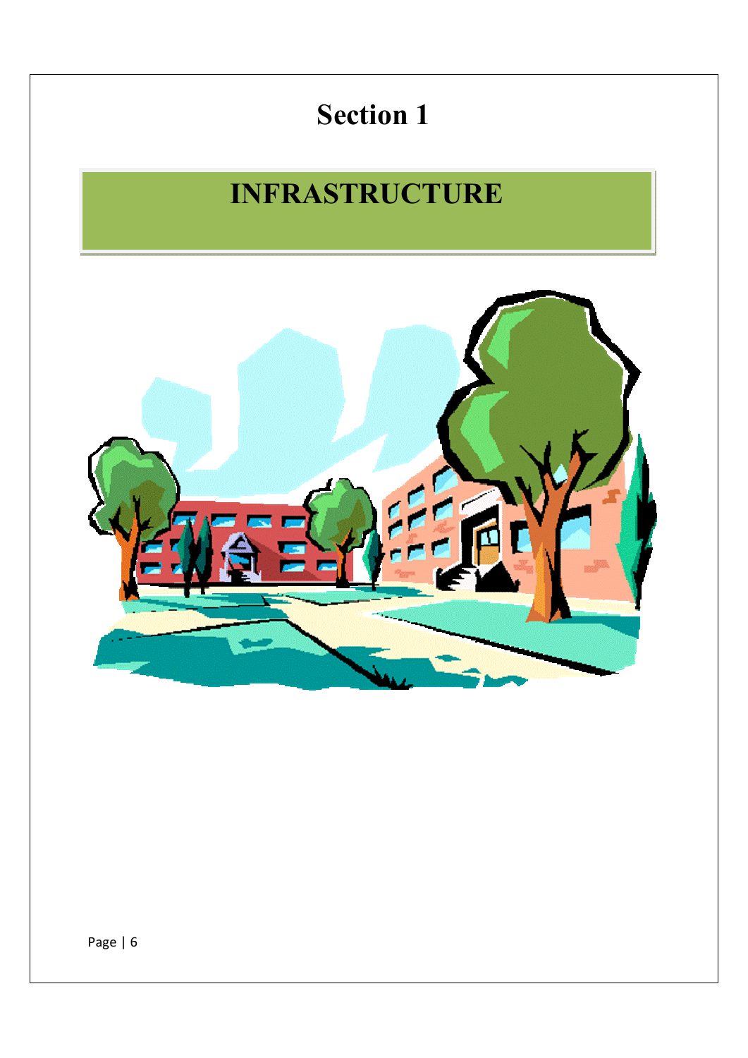# Section 1

## INFRASTRUCTURE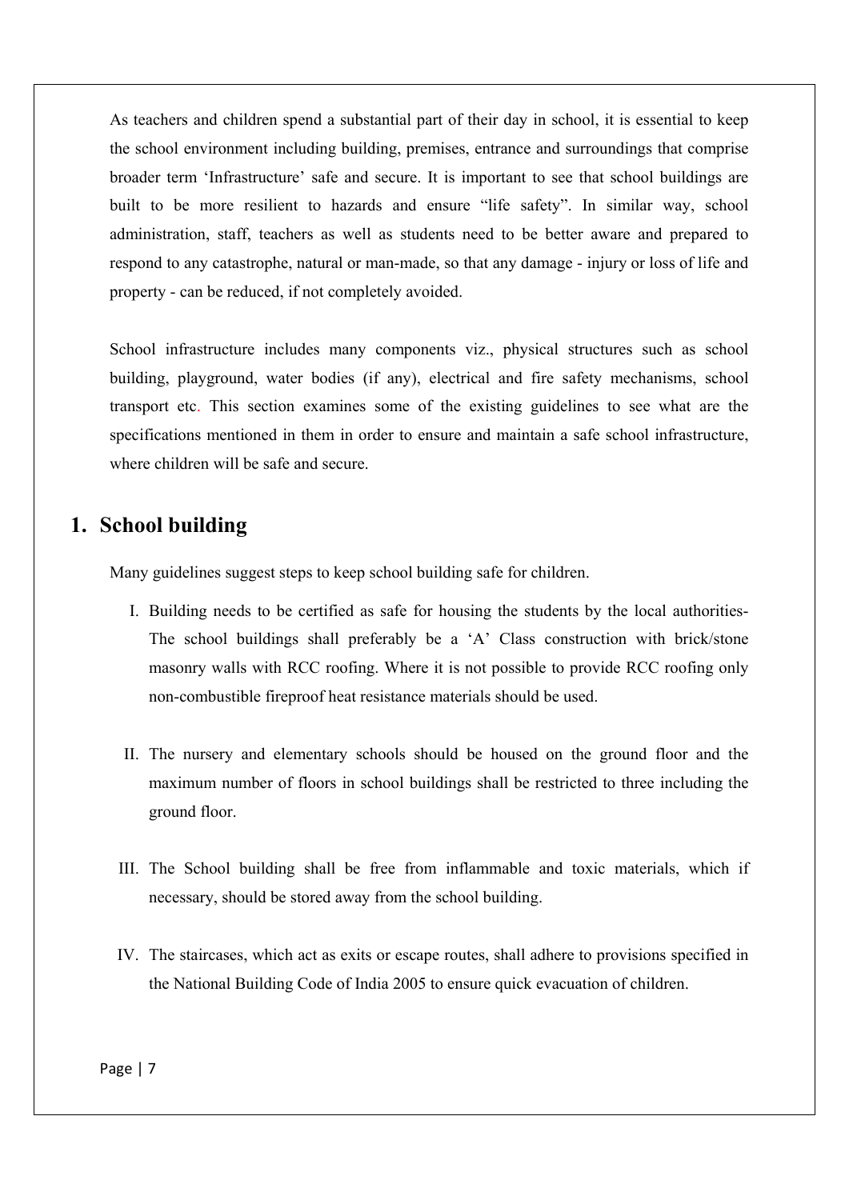As teachers and children spend a substantial part of their day in school, it is essential to keep the school environment including building, premises, entrance and surroundings that comprise broader term 'Infrastructure' safe and secure. It is important to see that school buildings are built to be more resilient to hazards and ensure "life safety". In similar way, school administration, staff, teachers as well as students need to be better aware and prepared to respond to any catastrophe, natural or man-made, so that any damage - injury or loss of life and property - can be reduced, if not completely avoided.

School infrastructure includes many components viz., physical structures such as school building, playground, water bodies (if any), electrical and fire safety mechanisms, school transport etc. This section examines some of the existing guidelines to see what are the specifications mentioned in them in order to ensure and maintain a safe school infrastructure, where children will be safe and secure.

## 1. School building

Many guidelines suggest steps to keep school building safe for children.

I. Building needs to be certified as safe for housing the students by the local authorities- The school buildings shall preferably be a 'A' Class construction with brick/stone masonry walls with RCC roofing. Where it is not possible to provide RCC roofing only non-combustible fireproof heat resistance materials should be used.

II. The nursery and elementary schools should be housed on the ground floor and the maximum number of floors in school buildings shall be restricted to three including the ground floor.

III. The School building shall be free from inflammable and toxic materials, which if necessary, should be stored away from the school building.

IV. The staircases, which act as exits or escape routes, shall adhere to provisions specified in the National Building Code of India 2005 to ensure quick evacuation of children.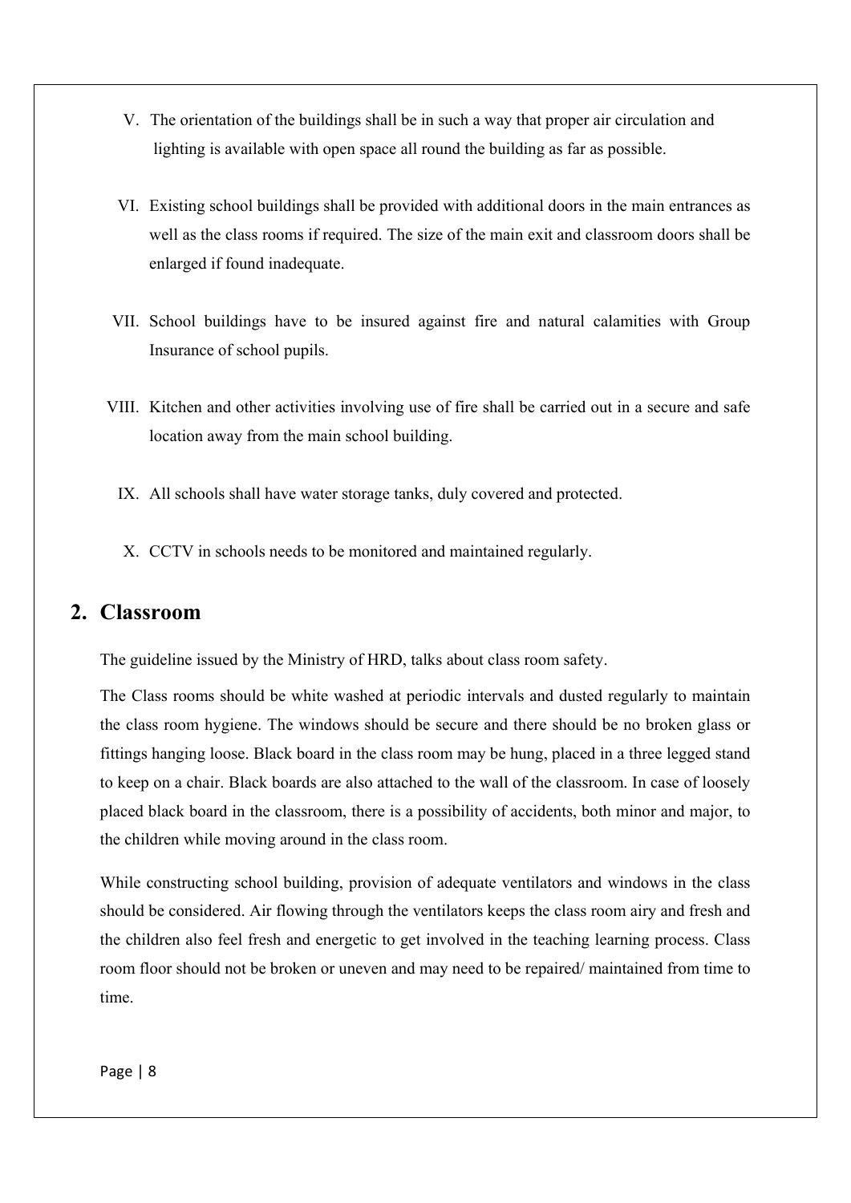V. The orientation of the buildings shall be in such a way that proper air circulation and lighting is available with open space all round the building as far as possible.

VI. Existing school buildings shall be provided with additional doors in the main entrances as well as the class rooms if required. The size of the main exit and classroom doors shall be enlarged if found inadequate.

VII. School buildings have to be insured against fire and natural calamities with Group Insurance of school pupils.

VIII. Kitchen and other activities involving use of fire shall be carried out in a secure and safe location away from the main school building.

IX. All schools shall have water storage tanks, duly covered and protected.

X. CCTV in schools needs to be monitored and maintained regularly.

## 2. Classroom

The guideline issued by the Ministry of HRD, talks about class room safety.

The Class rooms should be white washed at periodic intervals and dusted regularly to maintain the class room hygiene. The windows should be secure and there should be no broken glass or fittings hanging loose. Black board in the class room may be hung, placed in a three legged stand to keep on a chair. Black boards are also attached to the wall of the classroom. In case of loosely placed black board in the classroom, there is a possibility of accidents, both minor and major, to the children while moving around in the class room.

While constructing school building, provision of adequate ventilators and windows in the class should be considered. Air flowing through the ventilators keeps the class room airy and fresh and the children also feel fresh and energetic to get involved in the teaching learning process. Class room floor should not be broken or uneven and may need to be repaired/ maintained from time to time.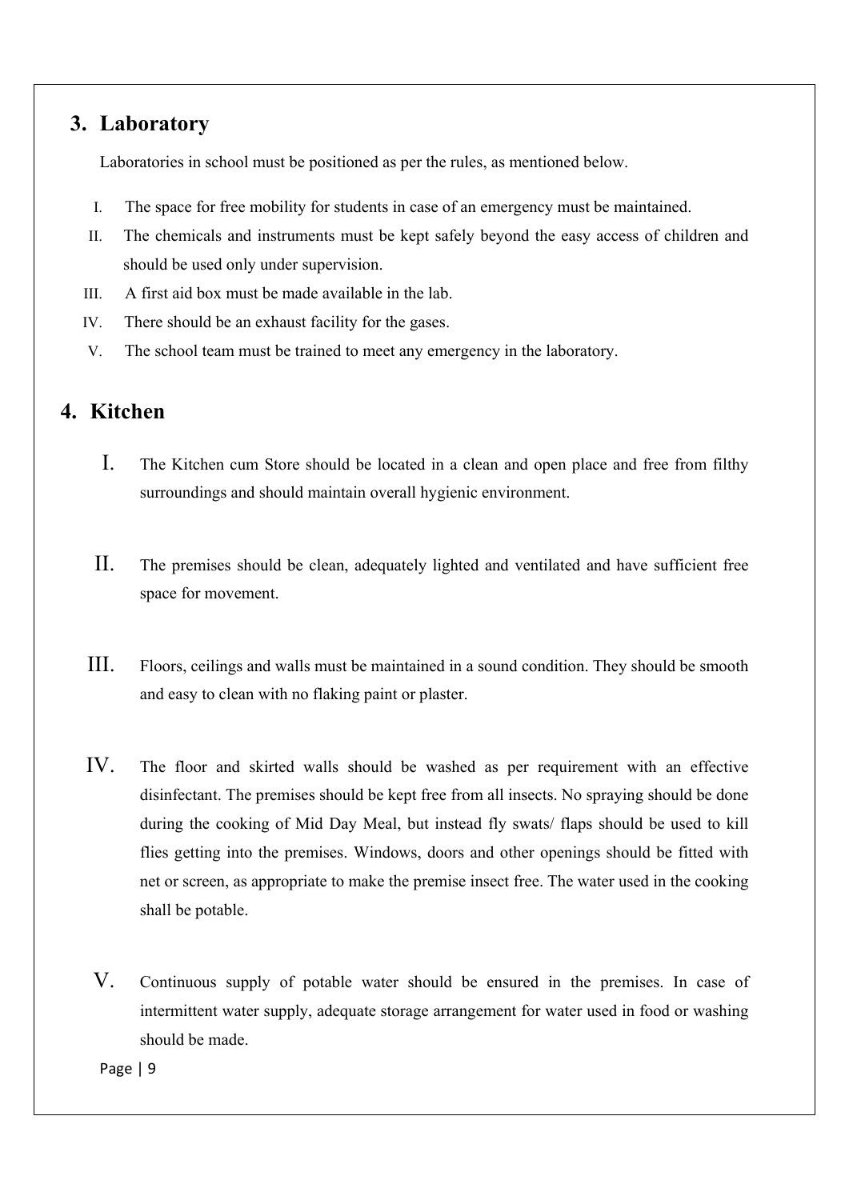## 3. Laboratory

Laboratories in school must be positioned as per the rules, as mentioned below.

I. The space for free mobility for students in case of an emergency must be maintained.

II. The chemicals and instruments must be kept safely beyond the easy access of children and should be used only under supervision.

III. A first aid box must be made available in the lab.

IV. There should be an exhaust facility for the gases.

V. The school team must be trained to meet any emergency in the laboratory.

## 4. Kitchen

I. The Kitchen cum Store should be located in a clean and open place and free from filthy surroundings and should maintain overall hygienic environment.

II. The premises should be clean, adequately lighted and ventilated and have sufficient free space for movement.

III. Floors, ceilings and walls must be maintained in a sound condition. They should be smooth and easy to clean with no flaking paint or plaster.

IV. The floor and skirted walls should be washed as per requirement with an effective disinfectant. The premises should be kept free from all insects. No spraying should be done during the cooking of Mid Day Meal, but instead fly swats/ flaps should be used to kill flies getting into the premises. Windows, doors and other openings should be fitted with net or screen, as appropriate to make the premise insect free. The water used in the cooking shall be potable.

V. Continuous supply of potable water should be ensured in the premises. In case of intermittent water supply, adequate storage arrangement for water used in food or washing should be made.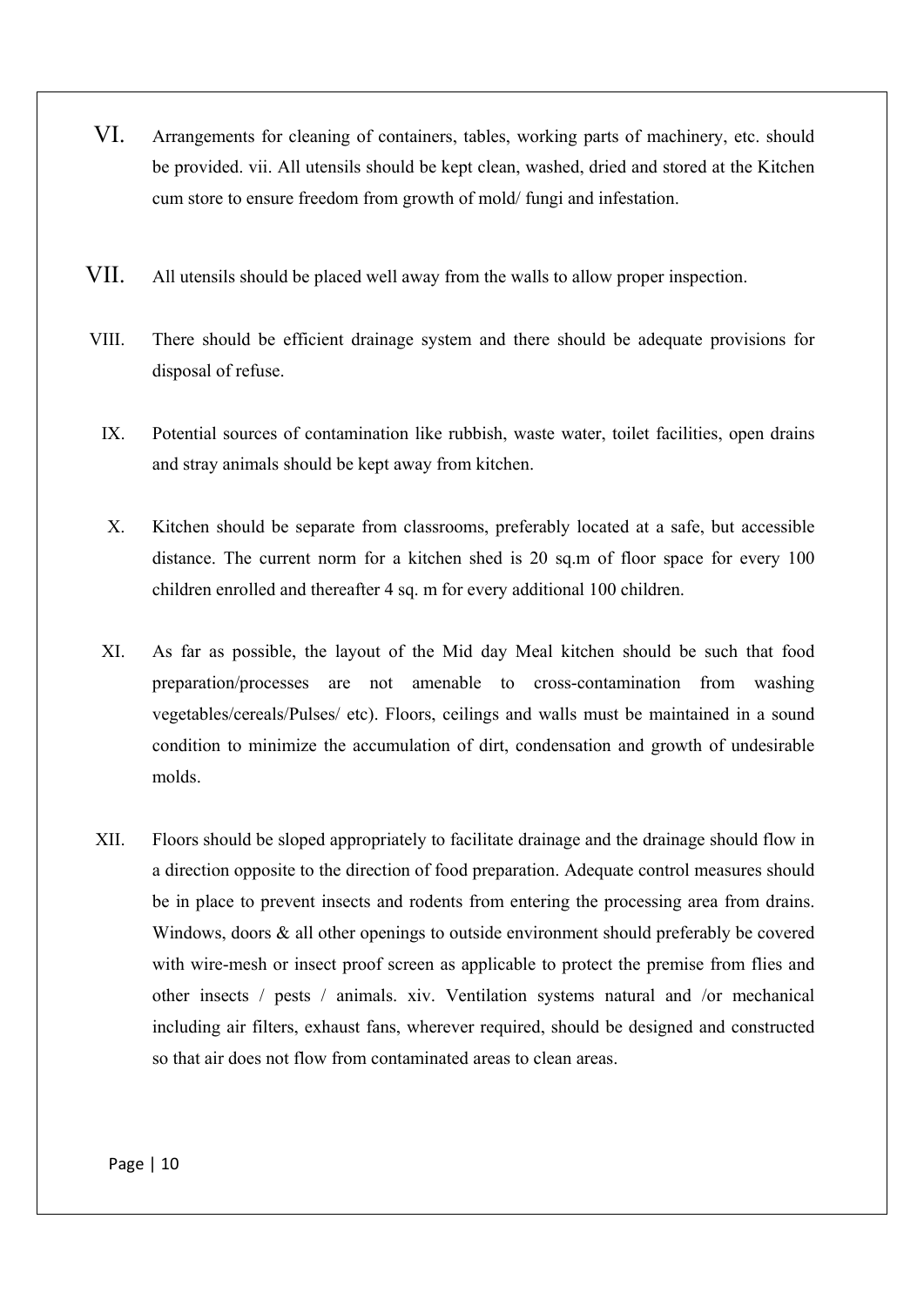VI. Arrangements for cleaning of containers, tables, working parts of machinery, etc. should be provided. vii. All utensils should be kept clean, washed, dried and stored at the Kitchen cum store to ensure freedom from growth of mold/ fungi and infestation.

VII. All utensils should be placed well away from the walls to allow proper inspection.

VIII. There should be efficient drainage system and there should be adequate provisions for disposal of refuse.

IX. Potential sources of contamination like rubbish, waste water, toilet facilities, open drains and stray animals should be kept away from kitchen.

X. Kitchen should be separate from classrooms, preferably located at a safe, but accessible distance. The current norm for a kitchen shed is 20 sq.m of floor space for every 100 children enrolled and thereafter 4 sq. m for every additional 100 children.

XI. As far as possible, the layout of the Mid day Meal kitchen should be such that food preparation/processes are not amenable to cross-contamination from washing vegetables/cereals/Pulses/ etc). Floors, ceilings and walls must be maintained in a sound condition to minimize the accumulation of dirt, condensation and growth of undesirable molds.

XII. Floors should be sloped appropriately to facilitate drainage and the drainage should flow in a direction opposite to the direction of food preparation. Adequate control measures should be in place to prevent insects and rodents from entering the processing area from drains. Windows, doors & all other openings to outside environment should preferably be covered with wire-mesh or insect proof screen as applicable to protect the premise from flies and other insects / pests / animals. xiv. Ventilation systems natural and /or mechanical including air filters, exhaust fans, wherever required, should be designed and constructed so that air does not flow from contaminated areas to clean areas.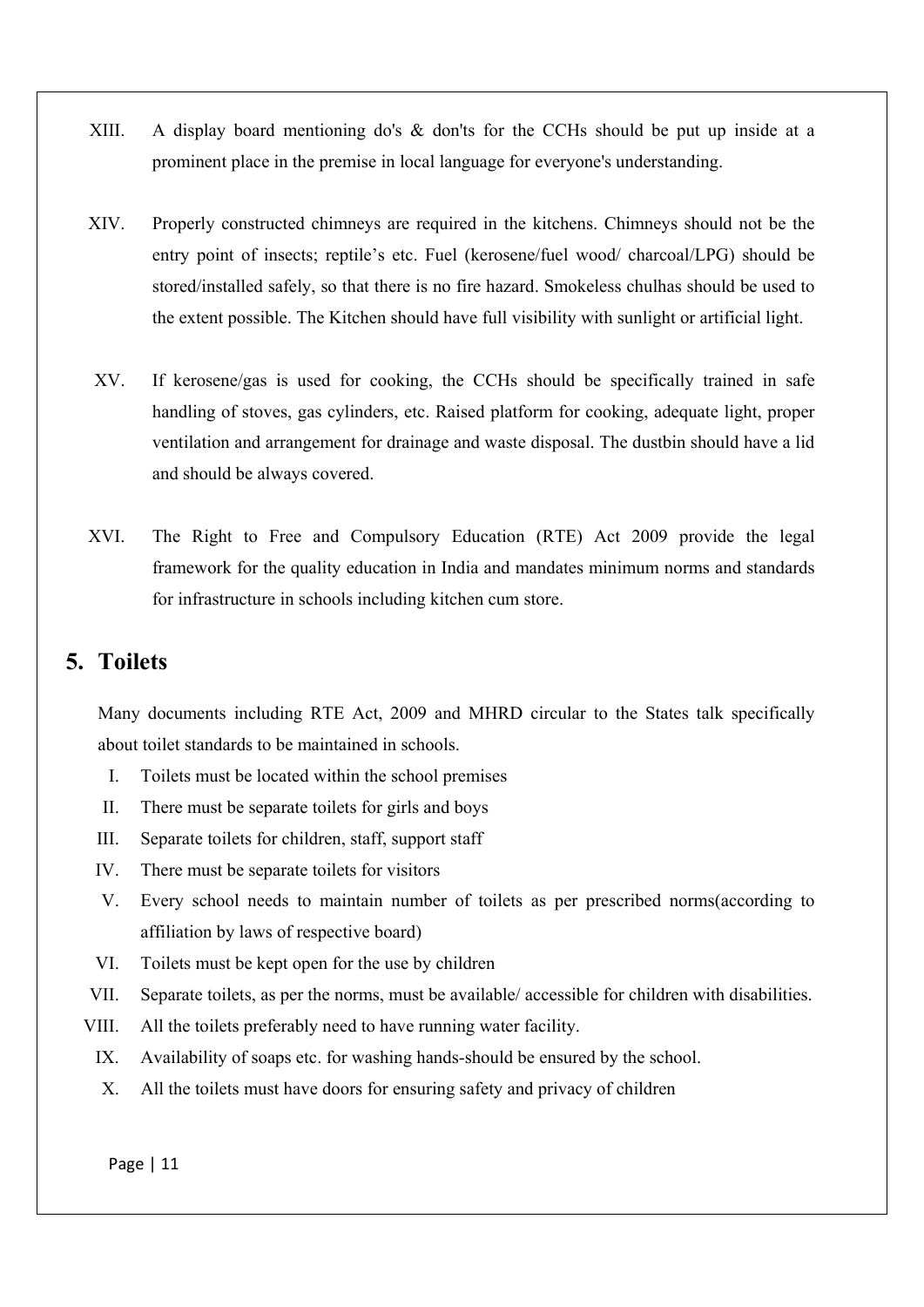XIII. A display board mentioning do's & don'ts for the CCHs should be put up inside at a prominent place in the premise in local language for everyone's understanding.

XIV. Properly constructed chimneys are required in the kitchens. Chimneys should not be the entry point of insects; reptile's etc. Fuel (kerosene/fuel wood/ charcoal/LPG) should be stored/installed safely, so that there is no fire hazard. Smokeless chulhas should be used to the extent possible. The Kitchen should have full visibility with sunlight or artificial light.

XV. If kerosene/gas is used for cooking, the CCHs should be specifically trained in safe handling of stoves, gas cylinders, etc. Raised platform for cooking, adequate light, proper ventilation and arrangement for drainage and waste disposal. The dustbin should have a lid and should be always covered.

XVI. The Right to Free and Compulsory Education (RTE) Act 2009 provide the legal framework for the quality education in India and mandates minimum norms and standards for infrastructure in schools including kitchen cum store.

## 5. Toilets

Many documents including RTE Act, 2009 and MHRD circular to the States talk specifically about toilet standards to be maintained in schools.

I. Toilets must be located within the school premises

II. There must be separate toilets for girls and boys

III. Separate toilets for children, staff, support staff

IV. There must be separate toilets for visitors

V. Every school needs to maintain number of toilets as per prescribed norms(according to affiliation by laws of respective board)

VI. Toilets must be kept open for the use by children

VII. Separate toilets, as per the norms, must be available/ accessible for children with disabilities.

VIII. All the toilets preferably need to have running water facility.

IX. Availability of soaps etc. for washing hands-should be ensured by the school.

X. All the toilets must have doors for ensuring safety and privacy of children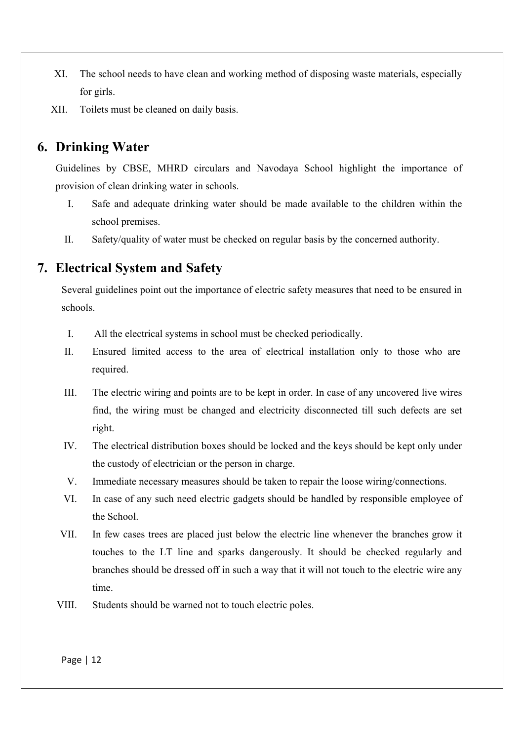XI. The school needs to have clean and working method of disposing waste materials, especially for girls.

XII. Toilets must be cleaned on daily basis.

## 6. Drinking Water

Guidelines by CBSE, MHRD circulars and Navodaya School highlight the importance of provision of clean drinking water in schools.

I. Safe and adequate drinking water should be made available to the children within the school premises.

II. Safety/quality of water must be checked on regular basis by the concerned authority.

## 7. Electrical System and Safety

Several guidelines point out the importance of electric safety measures that need to be ensured in schools.

I. All the electrical systems in school must be checked periodically.

II. Ensured limited access to the area of electrical installation only to those who are required.

III. The electric wiring and points are to be kept in order. In case of any uncovered live wires find, the wiring must be changed and electricity disconnected till such defects are set right.

IV. The electrical distribution boxes should be locked and the keys should be kept only under the custody of electrician or the person in charge.

V. Immediate necessary measures should be taken to repair the loose wiring/connections.

VI. In case of any such need electric gadgets should be handled by responsible employee of the School.

VII. In few cases trees are placed just below the electric line whenever the branches grow it touches to the LT line and sparks dangerously. It should be checked regularly and branches should be dressed off in such a way that it will not touch to the electric wire any time.

VIII. Students should be warned not to touch electric poles.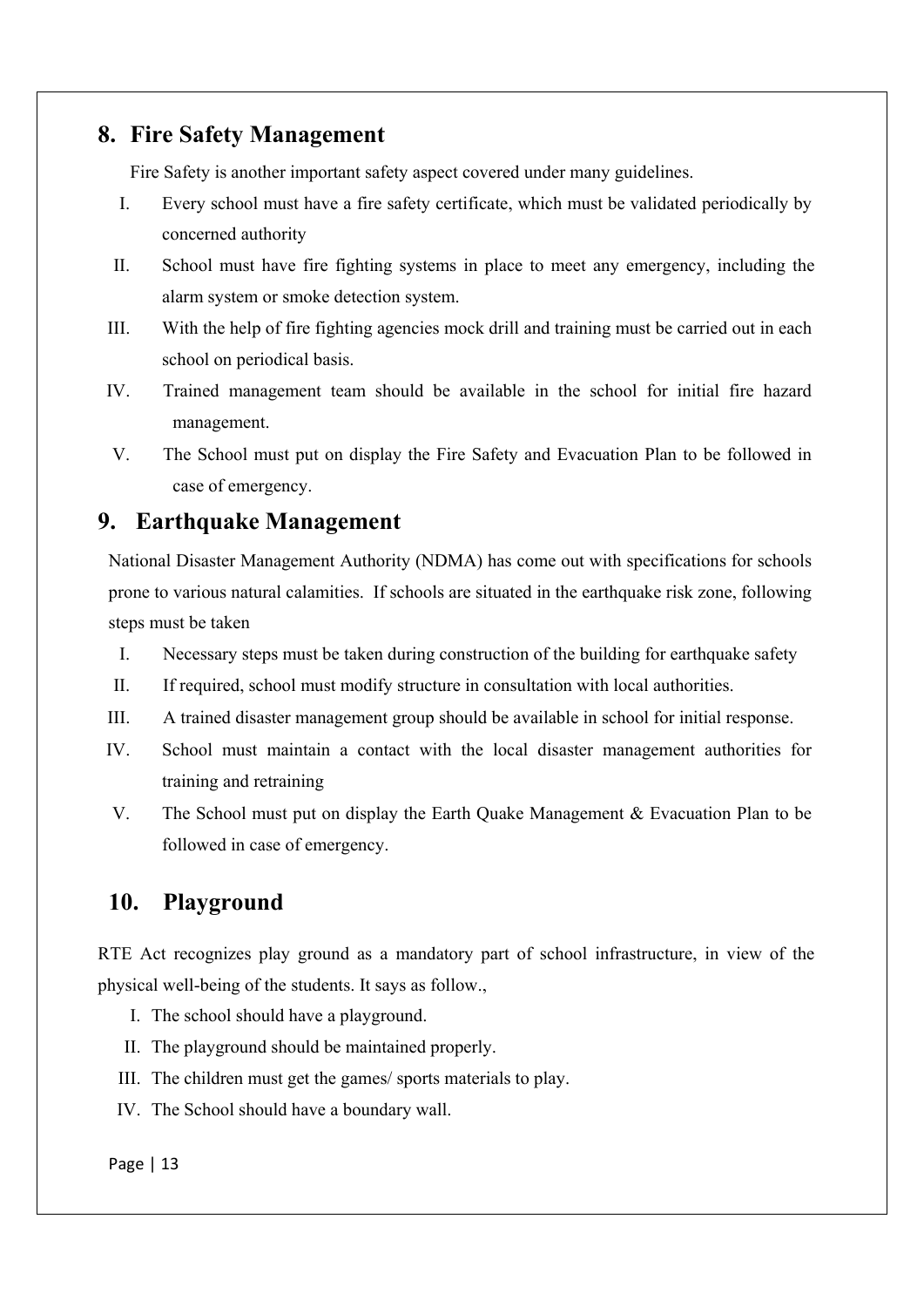## 8. Fire Safety Management

Fire Safety is another important safety aspect covered under many guidelines.

I. Every school must have a fire safety certificate, which must be validated periodically by concerned authority

II. School must have fire fighting systems in place to meet any emergency, including the alarm system or smoke detection system.

III. With the help of fire fighting agencies mock drill and training must be carried out in each school on periodical basis.

IV. Trained management team should be available in the school for initial fire hazard management.

V. The School must put on display the Fire Safety and Evacuation Plan to be followed in case of emergency.

## 9. Earthquake Management

National Disaster Management Authority (NDMA) has come out with specifications for schools prone to various natural calamities. If schools are situated in the earthquake risk zone, following steps must be taken

I. Necessary steps must be taken during construction of the building for earthquake safety

II. If required, school must modify structure in consultation with local authorities.

III. A trained disaster management group should be available in school for initial response.

IV. School must maintain a contact with the local disaster management authorities for training and retraining

V. The School must put on display the Earth Quake Management & Evacuation Plan to be followed in case of emergency.

## 10. Playground

RTE Act recognizes play ground as a mandatory part of school infrastructure, in view of the physical well-being of the students. It says as follow.,

I. The school should have a playground.

II. The playground should be maintained properly.

III. The children must get the games/ sports materials to play.

IV. The School should have a boundary wall.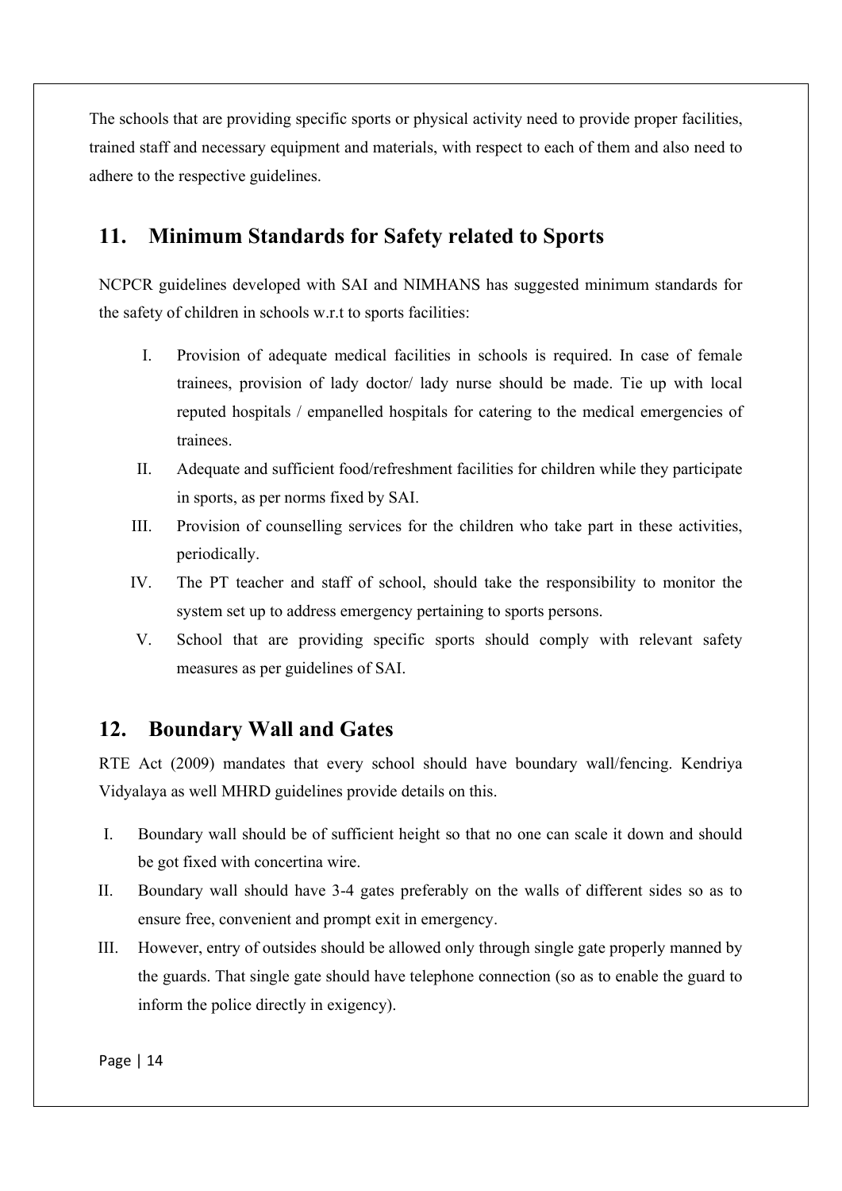The schools that are providing specific sports or physical activity need to provide proper facilities, trained staff and necessary equipment and materials, with respect to each of them and also need to adhere to the respective guidelines.

## 11. Minimum Standards for Safety related to Sports

NCPCR guidelines developed with SAI and NIMHANS has suggested minimum standards for the safety of children in schools w.r.t to sports facilities:

I. Provision of adequate medical facilities in schools is required. In case of female trainees, provision of lady doctor/ lady nurse should be made. Tie up with local reputed hospitals / empanelled hospitals for catering to the medical emergencies of trainees.

II. Adequate and sufficient food/refreshment facilities for children while they participate in sports, as per norms fixed by SAI.

III. Provision of counselling services for the children who take part in these activities, periodically.

IV. The PT teacher and staff of school, should take the responsibility to monitor the system set up to address emergency pertaining to sports persons.

V. School that are providing specific sports should comply with relevant safety measures as per guidelines of SAI.

## 12. Boundary Wall and Gates

RTE Act (2009) mandates that every school should have boundary wall/fencing. Kendriya Vidyalaya as well MHRD guidelines provide details on this.

I. Boundary wall should be of sufficient height so that no one can scale it down and should be got fixed with concertina wire.

II. Boundary wall should have 3-4 gates preferably on the walls of different sides so as to ensure free, convenient and prompt exit in emergency.

III. However, entry of outsides should be allowed only through single gate properly manned by the guards. That single gate should have telephone connection (so as to enable the guard to inform the police directly in exigency).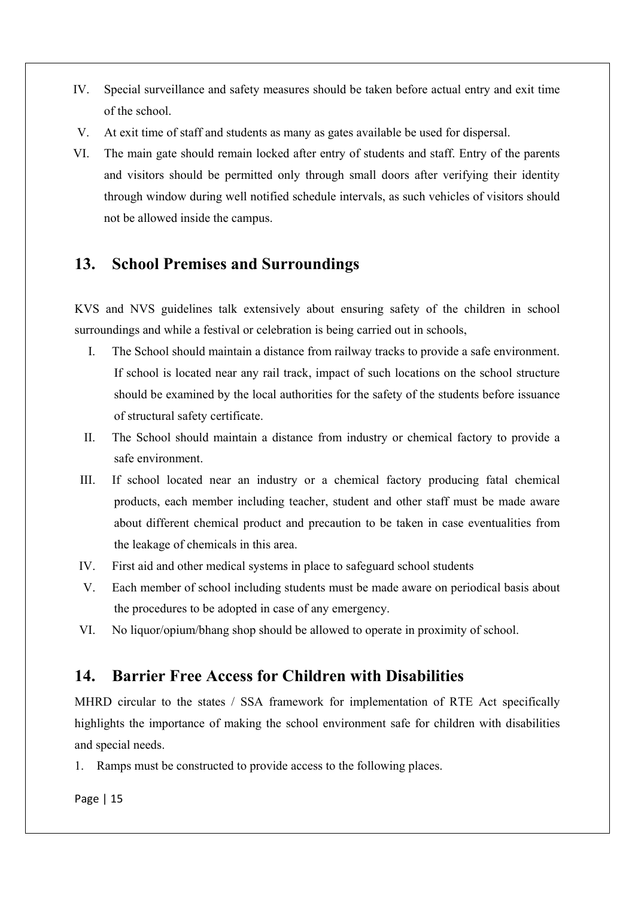IV. Special surveillance and safety measures should be taken before actual entry and exit time of the school.

V. At exit time of staff and students as many as gates available be used for dispersal.

VI. The main gate should remain locked after entry of students and staff. Entry of the parents and visitors should be permitted only through small doors after verifying their identity through window during well notified schedule intervals, as such vehicles of visitors should not be allowed inside the campus.

## 13. School Premises and Surroundings

KVS and NVS guidelines talk extensively about ensuring safety of the children in school surroundings and while a festival or celebration is being carried out in schools,

I. The School should maintain a distance from railway tracks to provide a safe environment. If school is located near any rail track, impact of such locations on the school structure should be examined by the local authorities for the safety of the students before issuance of structural safety certificate.

II. The School should maintain a distance from industry or chemical factory to provide a safe environment.

III. If school located near an industry or a chemical factory producing fatal chemical products, each member including teacher, student and other staff must be made aware about different chemical product and precaution to be taken in case eventualities from the leakage of chemicals in this area.

IV. First aid and other medical systems in place to safeguard school students

V. Each member of school including students must be made aware on periodical basis about the procedures to be adopted in case of any emergency.

VI. No liquor/opium/bhang shop should be allowed to operate in proximity of school.

## 14. Barrier Free Access for Children with Disabilities

MHRD circular to the states / SSA framework for implementation of RTE Act specifically highlights the importance of making the school environment safe for children with disabilities and special needs.

1. Ramps must be constructed to provide access to the following places.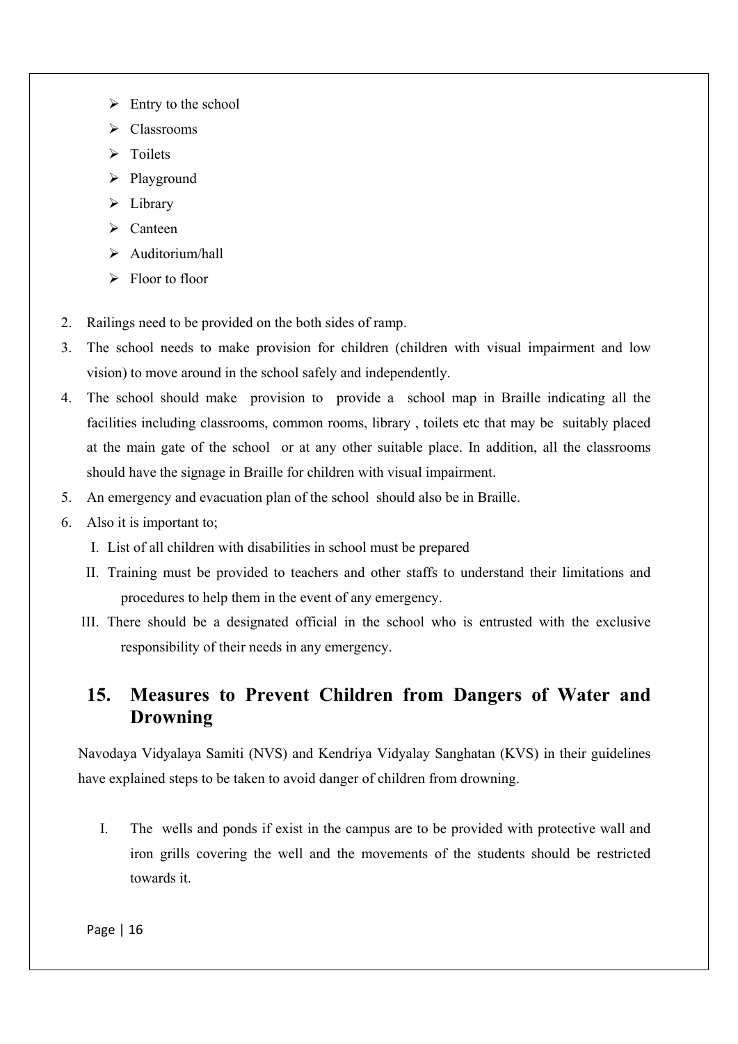- Entry to the school
- Classrooms
- Toilets
- Playground
- Library
- Canteen
- Auditorium/hall
- Floor to floor

2. Railings need to be provided on the both sides of ramp.
3. The school needs to make provision for children (children with visual impairment and low vision) to move around in the school safely and independently.
4. The school should make provision to provide a school map in Braille indicating all the facilities including classrooms, common rooms, library , toilets etc that may be suitably placed at the main gate of the school or at any other suitable place. In addition, all the classrooms should have the signage in Braille for children with visual impairment.
5. An emergency and evacuation plan of the school should also be in Braille.
6. Also it is important to;
   I. List of all children with disabilities in school must be prepared
   II. Training must be provided to teachers and other staffs to understand their limitations and procedures to help them in the event of any emergency.
   III. There should be a designated official in the school who is entrusted with the exclusive responsibility of their needs in any emergency.

## 15. Measures to Prevent Children from Dangers of Water and Drowning

Navodaya Vidyalaya Samiti (NVS) and Kendriya Vidyalay Sanghatan (KVS) in their guidelines have explained steps to be taken to avoid danger of children from drowning.

I. The wells and ponds if exist in the campus are to be provided with protective wall and iron grills covering the well and the movements of the students should be restricted towards it.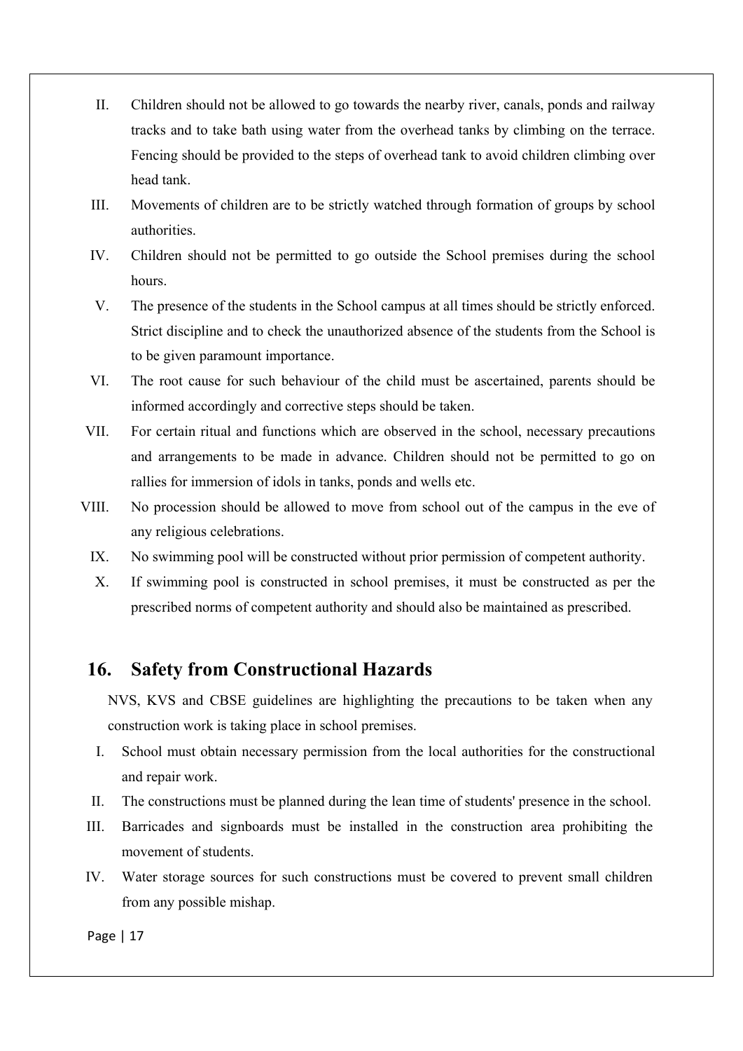II. Children should not be allowed to go towards the nearby river, canals, ponds and railway tracks and to take bath using water from the overhead tanks by climbing on the terrace. Fencing should be provided to the steps of overhead tank to avoid children climbing over head tank.

III. Movements of children are to be strictly watched through formation of groups by school authorities.

IV. Children should not be permitted to go outside the School premises during the school hours.

V. The presence of the students in the School campus at all times should be strictly enforced. Strict discipline and to check the unauthorized absence of the students from the School is to be given paramount importance.

VI. The root cause for such behaviour of the child must be ascertained, parents should be informed accordingly and corrective steps should be taken.

VII. For certain ritual and functions which are observed in the school, necessary precautions and arrangements to be made in advance. Children should not be permitted to go on rallies for immersion of idols in tanks, ponds and wells etc.

VIII. No procession should be allowed to move from school out of the campus in the eve of any religious celebrations.

IX. No swimming pool will be constructed without prior permission of competent authority.

X. If swimming pool is constructed in school premises, it must be constructed as per the prescribed norms of competent authority and should also be maintained as prescribed.

## 16. Safety from Constructional Hazards

NVS, KVS and CBSE guidelines are highlighting the precautions to be taken when any construction work is taking place in school premises.

I. School must obtain necessary permission from the local authorities for the constructional and repair work.

II. The constructions must be planned during the lean time of students' presence in the school.

III. Barricades and signboards must be installed in the construction area prohibiting the movement of students.

IV. Water storage sources for such constructions must be covered to prevent small children from any possible mishap.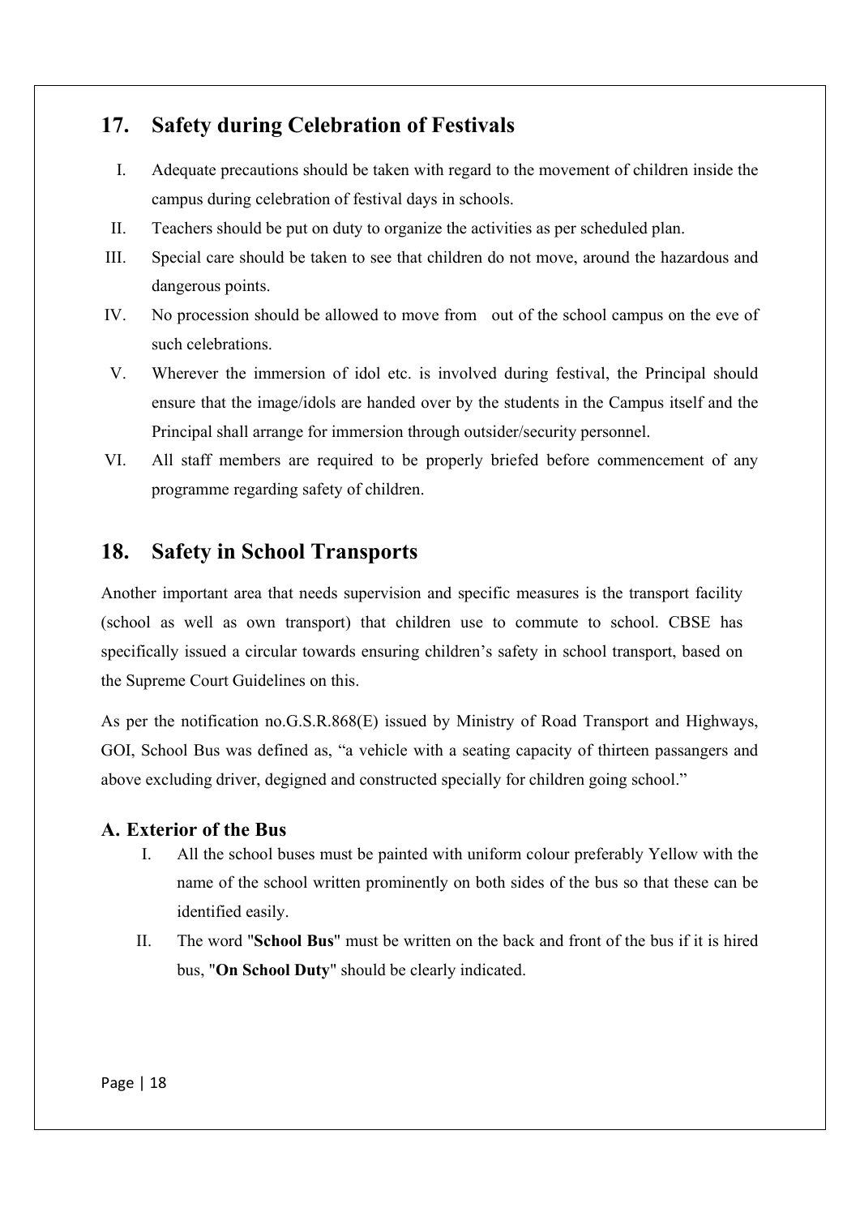## 17. Safety during Celebration of Festivals

I. Adequate precautions should be taken with regard to the movement of children inside the campus during celebration of festival days in schools.

II. Teachers should be put on duty to organize the activities as per scheduled plan.

III. Special care should be taken to see that children do not move, around the hazardous and dangerous points.

IV. No procession should be allowed to move from out of the school campus on the eve of such celebrations.

V. Wherever the immersion of idol etc. is involved during festival, the Principal should ensure that the image/idols are handed over by the students in the Campus itself and the Principal shall arrange for immersion through outsider/security personnel.

VI. All staff members are required to be properly briefed before commencement of any programme regarding safety of children.

## 18. Safety in School Transports

Another important area that needs supervision and specific measures is the transport facility (school as well as own transport) that children use to commute to school. CBSE has specifically issued a circular towards ensuring children's safety in school transport, based on the Supreme Court Guidelines on this.

As per the notification no.G.S.R.868(E) issued by Ministry of Road Transport and Highways, GOI, School Bus was defined as, "a vehicle with a seating capacity of thirteen passangers and above excluding driver, degigned and constructed specially for children going school."

### A. Exterior of the Bus

I. All the school buses must be painted with uniform colour preferably Yellow with the name of the school written prominently on both sides of the bus so that these can be identified easily.

II. The word "**School Bus**" must be written on the back and front of the bus if it is hired bus, "**On School Duty**" should be clearly indicated.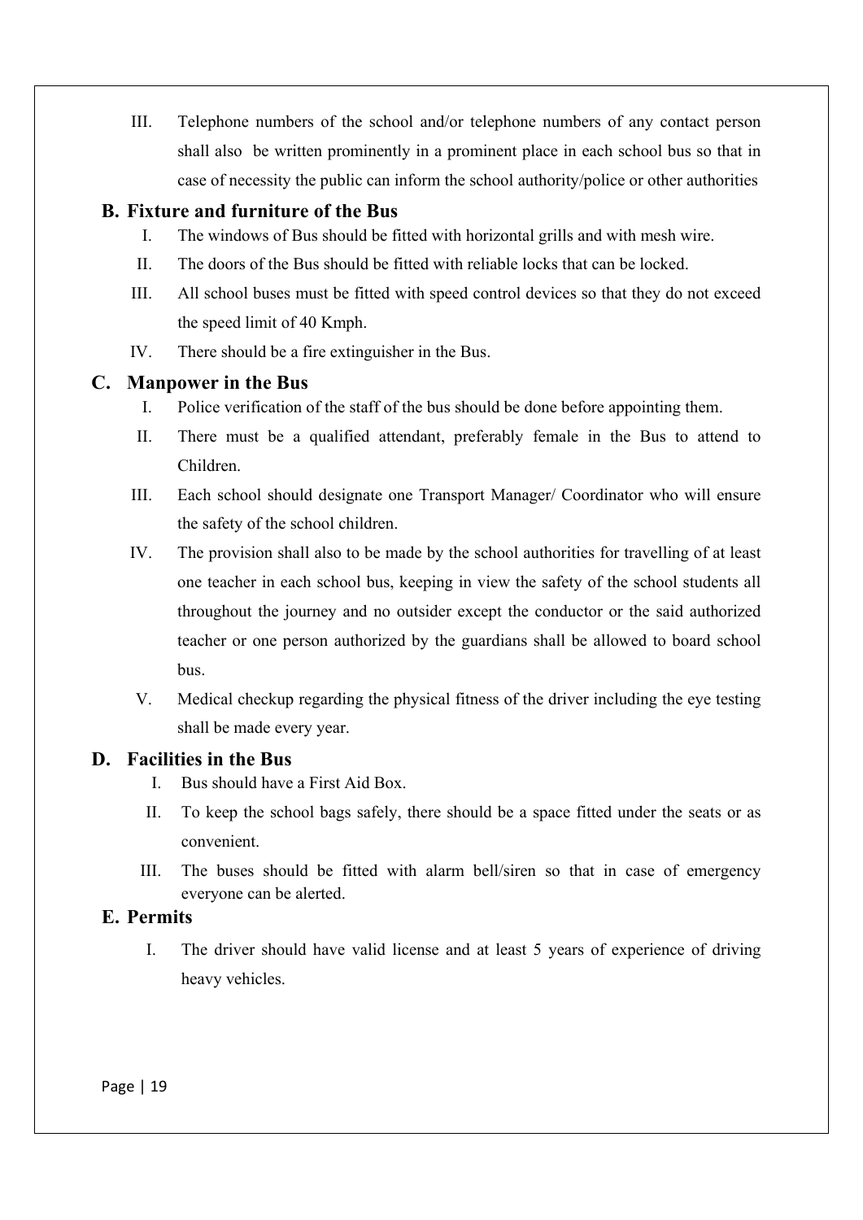III. Telephone numbers of the school and/or telephone numbers of any contact person shall also be written prominently in a prominent place in each school bus so that in case of necessity the public can inform the school authority/police or other authorities

### B. Fixture and furniture of the Bus

I. The windows of Bus should be fitted with horizontal grills and with mesh wire.

II. The doors of the Bus should be fitted with reliable locks that can be locked.

III. All school buses must be fitted with speed control devices so that they do not exceed the speed limit of 40 Kmph.

IV. There should be a fire extinguisher in the Bus.

### C. Manpower in the Bus

I. Police verification of the staff of the bus should be done before appointing them.

II. There must be a qualified attendant, preferably female in the Bus to attend to Children.

III. Each school should designate one Transport Manager/ Coordinator who will ensure the safety of the school children.

IV. The provision shall also to be made by the school authorities for travelling of at least one teacher in each school bus, keeping in view the safety of the school students all throughout the journey and no outsider except the conductor or the said authorized teacher or one person authorized by the guardians shall be allowed to board school bus.

V. Medical checkup regarding the physical fitness of the driver including the eye testing shall be made every year.

### D. Facilities in the Bus

I. Bus should have a First Aid Box.

II. To keep the school bags safely, there should be a space fitted under the seats or as convenient.

III. The buses should be fitted with alarm bell/siren so that in case of emergency everyone can be alerted.

### E. Permits

I. The driver should have valid license and at least 5 years of experience of driving heavy vehicles.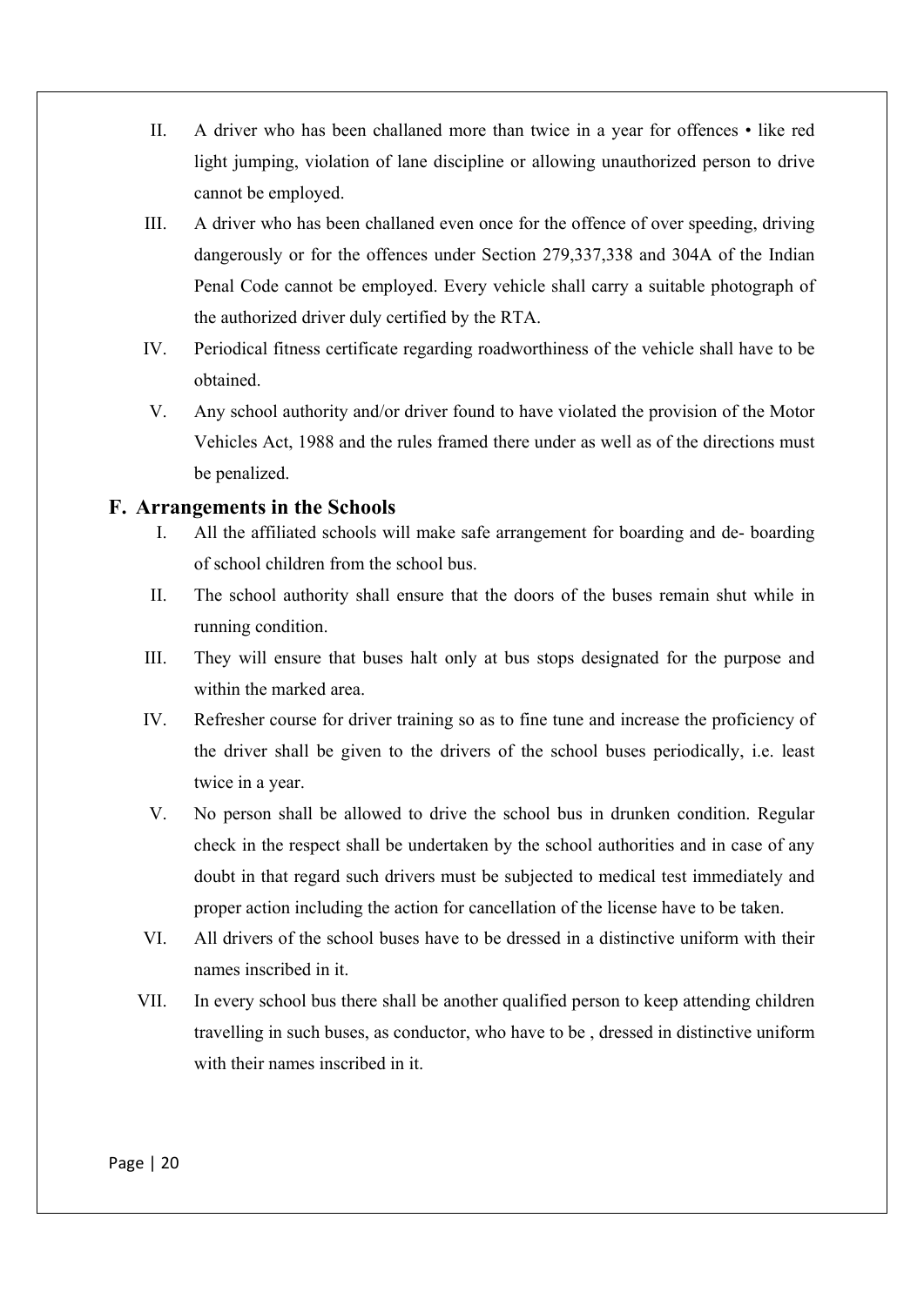II. A driver who has been challaned more than twice in a year for offences • like red light jumping, violation of lane discipline or allowing unauthorized person to drive cannot be employed.

III. A driver who has been challaned even once for the offence of over speeding, driving dangerously or for the offences under Section 279,337,338 and 304A of the Indian Penal Code cannot be employed. Every vehicle shall carry a suitable photograph of the authorized driver duly certified by the RTA.

IV. Periodical fitness certificate regarding roadworthiness of the vehicle shall have to be obtained.

V. Any school authority and/or driver found to have violated the provision of the Motor Vehicles Act, 1988 and the rules framed there under as well as of the directions must be penalized.

## F. Arrangements in the Schools

I. All the affiliated schools will make safe arrangement for boarding and de- boarding of school children from the school bus.

II. The school authority shall ensure that the doors of the buses remain shut while in running condition.

III. They will ensure that buses halt only at bus stops designated for the purpose and within the marked area.

IV. Refresher course for driver training so as to fine tune and increase the proficiency of the driver shall be given to the drivers of the school buses periodically, i.e. least twice in a year.

V. No person shall be allowed to drive the school bus in drunken condition. Regular check in the respect shall be undertaken by the school authorities and in case of any doubt in that regard such drivers must be subjected to medical test immediately and proper action including the action for cancellation of the license have to be taken.

VI. All drivers of the school buses have to be dressed in a distinctive uniform with their names inscribed in it.

VII. In every school bus there shall be another qualified person to keep attending children travelling in such buses, as conductor, who have to be , dressed in distinctive uniform with their names inscribed in it.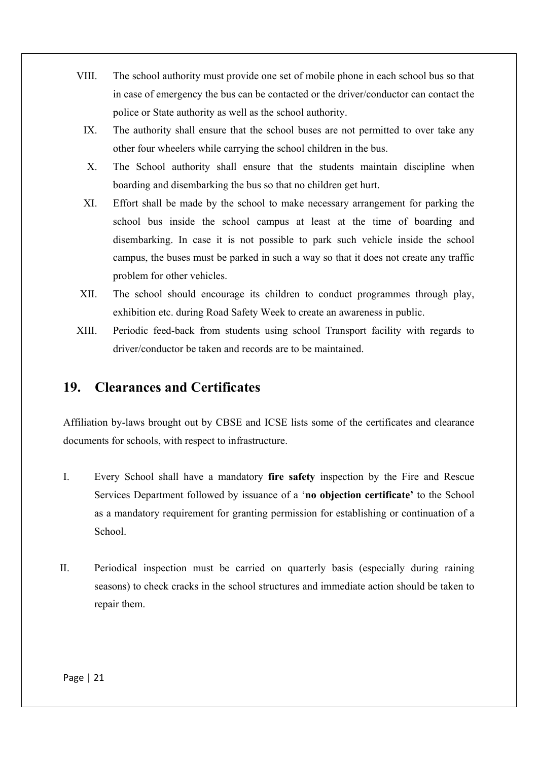VIII. The school authority must provide one set of mobile phone in each school bus so that in case of emergency the bus can be contacted or the driver/conductor can contact the police or State authority as well as the school authority.

IX. The authority shall ensure that the school buses are not permitted to over take any other four wheelers while carrying the school children in the bus.

X. The School authority shall ensure that the students maintain discipline when boarding and disembarking the bus so that no children get hurt.

XI. Effort shall be made by the school to make necessary arrangement for parking the school bus inside the school campus at least at the time of boarding and disembarking. In case it is not possible to park such vehicle inside the school campus, the buses must be parked in such a way so that it does not create any traffic problem for other vehicles.

XII. The school should encourage its children to conduct programmes through play, exhibition etc. during Road Safety Week to create an awareness in public.

XIII. Periodic feed-back from students using school Transport facility with regards to driver/conductor be taken and records are to be maintained.

## 19. Clearances and Certificates

Affiliation by-laws brought out by CBSE and ICSE lists some of the certificates and clearance documents for schools, with respect to infrastructure.

I. Every School shall have a mandatory **fire safety** inspection by the Fire and Rescue Services Department followed by issuance of a '**no objection certificate'** to the School as a mandatory requirement for granting permission for establishing or continuation of a School.

II. Periodical inspection must be carried on quarterly basis (especially during raining seasons) to check cracks in the school structures and immediate action should be taken to repair them.